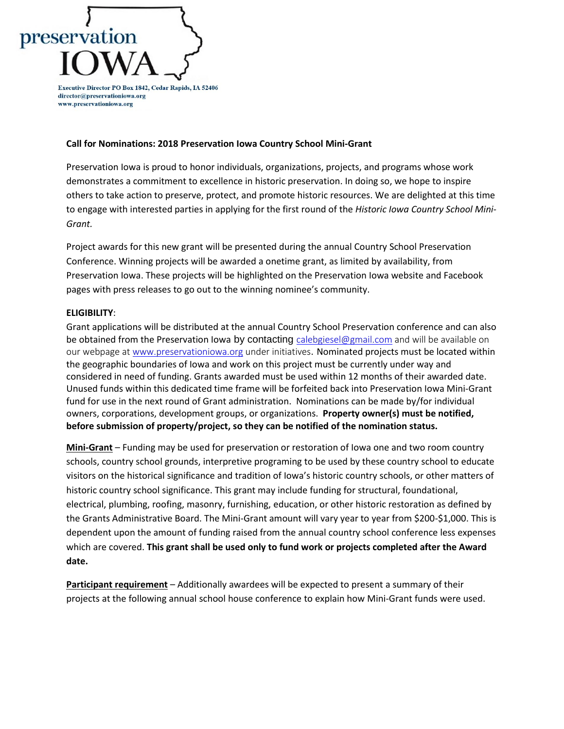preservation IOWA

Executive Director PO Box 1842, Cedar Rapids, IA 52406
director@preservationiowa.org
www.preservationiowa.org

**Call for Nominations: 2018 Preservation Iowa Country School Mini-Grant**

Preservation Iowa is proud to honor individuals, organizations, projects, and programs whose work demonstrates a commitment to excellence in historic preservation. In doing so, we hope to inspire others to take action to preserve, protect, and promote historic resources. We are delighted at this time to engage with interested parties in applying for the first round of the *Historic Iowa Country School Mini-Grant.*

Project awards for this new grant will be presented during the annual Country School Preservation Conference. Winning projects will be awarded a onetime grant, as limited by availability, from Preservation Iowa. These projects will be highlighted on the Preservation Iowa website and Facebook pages with press releases to go out to the winning nominee's community.

**ELIGIBILITY**:

Grant applications will be distributed at the annual Country School Preservation conference and can also be obtained from the Preservation Iowa by contacting calebgiesel@gmail.com and will be available on our webpage at www.preservationiowa.org under initiatives. Nominated projects must be located within the geographic boundaries of Iowa and work on this project must be currently under way and considered in need of funding. Grants awarded must be used within 12 months of their awarded date. Unused funds within this dedicated time frame will be forfeited back into Preservation Iowa Mini-Grant fund for use in the next round of Grant administration. Nominations can be made by/for individual owners, corporations, development groups, or organizations. **Property owner(s) must be notified, before submission of property/project, so they can be notified of the nomination status.**

**Mini-Grant** – Funding may be used for preservation or restoration of Iowa one and two room country schools, country school grounds, interpretive programing to be used by these country school to educate visitors on the historical significance and tradition of Iowa's historic country schools, or other matters of historic country school significance. This grant may include funding for structural, foundational, electrical, plumbing, roofing, masonry, furnishing, education, or other historic restoration as defined by the Grants Administrative Board. The Mini-Grant amount will vary year to year from $200-$1,000. This is dependent upon the amount of funding raised from the annual country school conference less expenses which are covered. **This grant shall be used only to fund work or projects completed after the Award date.**

**Participant requirement** – Additionally awardees will be expected to present a summary of their projects at the following annual school house conference to explain how Mini-Grant funds were used.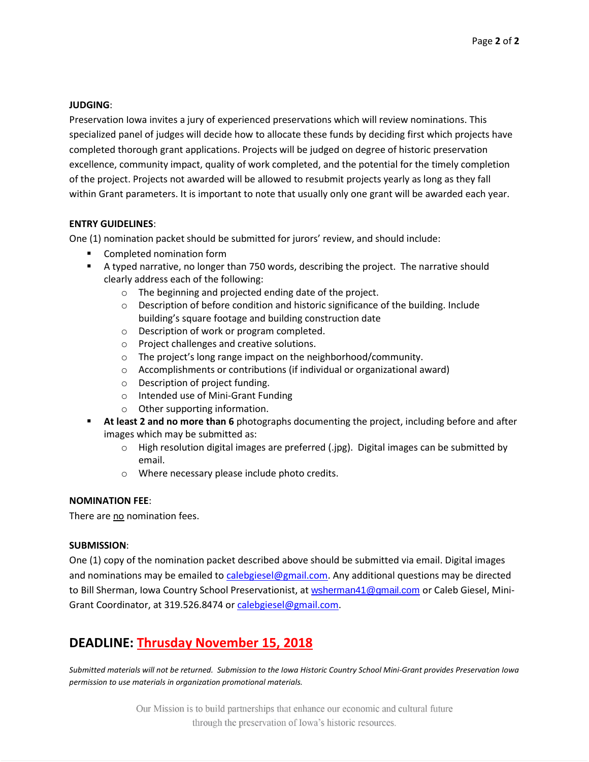**JUDGING**:
Preservation Iowa invites a jury of experienced preservations which will review nominations. This specialized panel of judges will decide how to allocate these funds by deciding first which projects have completed thorough grant applications. Projects will be judged on degree of historic preservation excellence, community impact, quality of work completed, and the potential for the timely completion of the project. Projects not awarded will be allowed to resubmit projects yearly as long as they fall within Grant parameters. It is important to note that usually only one grant will be awarded each year.

**ENTRY GUIDELINES**:
One (1) nomination packet should be submitted for jurors' review, and should include:

- Completed nomination form
- A typed narrative, no longer than 750 words, describing the project. The narrative should clearly address each of the following:
  - The beginning and projected ending date of the project.
  - Description of before condition and historic significance of the building. Include building's square footage and building construction date
  - Description of work or program completed.
  - Project challenges and creative solutions.
  - The project's long range impact on the neighborhood/community.
  - Accomplishments or contributions (if individual or organizational award)
  - Description of project funding.
  - Intended use of Mini-Grant Funding
  - Other supporting information.
- **At least 2 and no more than 6** photographs documenting the project, including before and after images which may be submitted as:
  - High resolution digital images are preferred (.jpg). Digital images can be submitted by email.
  - Where necessary please include photo credits.

**NOMINATION FEE**:
There are no nomination fees.

**SUBMISSION**:
One (1) copy of the nomination packet described above should be submitted via email. Digital images and nominations may be emailed to calebgiesel@gmail.com. Any additional questions may be directed to Bill Sherman, Iowa Country School Preservationist, at wsherman41@gmail.com or Caleb Giesel, Mini-Grant Coordinator, at 319.526.8474 or calebgiesel@gmail.com.

## DEADLINE: Thrusday November 15, 2018

*Submitted materials will not be returned. Submission to the Iowa Historic Country School Mini-Grant provides Preservation Iowa permission to use materials in organization promotional materials.*

Our Mission is to build partnerships that enhance our economic and cultural future through the preservation of Iowa's historic resources.